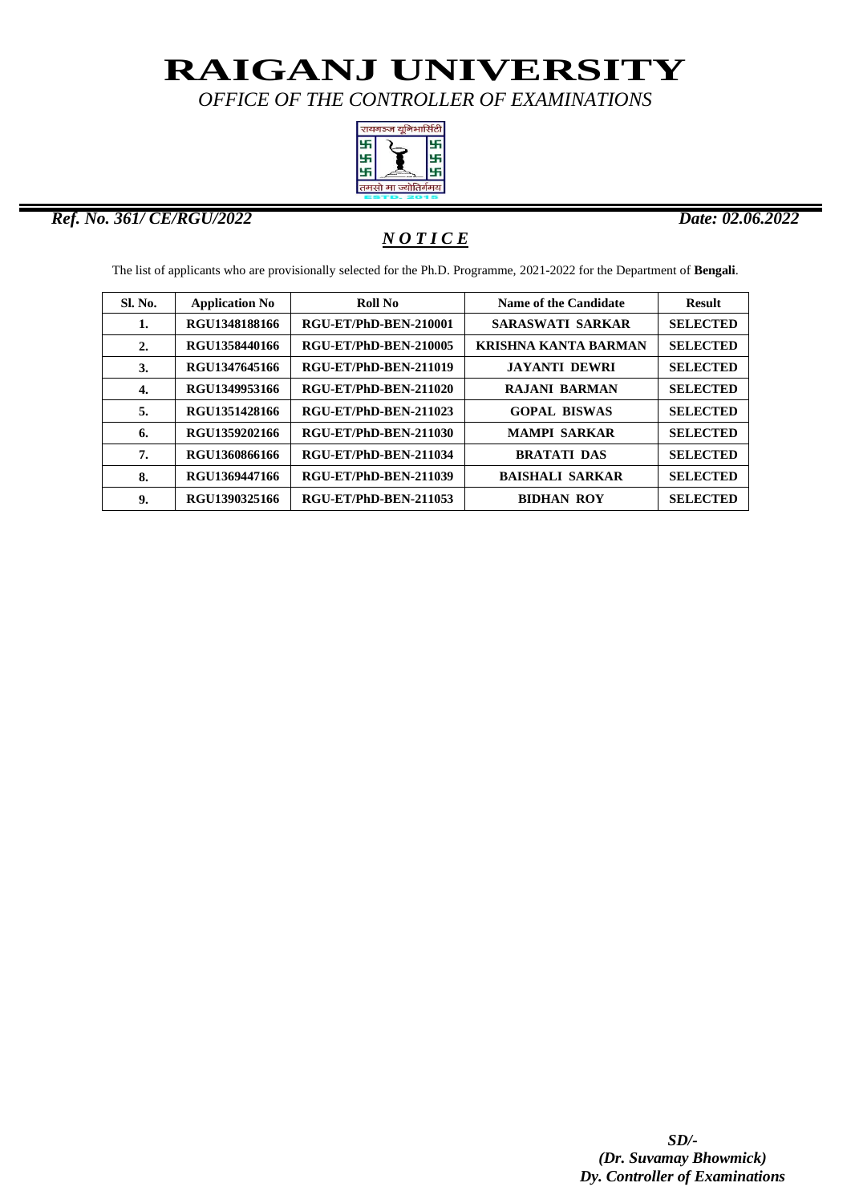# RAIGANJ UNIVERSITY

*OFFICE OF THE CONTROLLER OF EXAMINATIONS*

रायगञ्ज यूनिभार्सिटी

तमसो मा ज्योतिर्गमय

ESTD. 2015

***Ref. No. 361/ CE/RGU/2022*** ***Date: 02.06.2022***

## ***N O T I C E***

The list of applicants who are provisionally selected for the Ph.D. Programme, 2021-2022 for the Department of **Bengali**.

| Sl. No. | Application No | Roll No | Name of the Candidate | Result |
|---|---|---|---|---|
| 1. | RGU1348188166 | RGU-ET/PhD-BEN-210001 | SARASWATI SARKAR | SELECTED |
| 2. | RGU1358440166 | RGU-ET/PhD-BEN-210005 | KRISHNA KANTA BARMAN | SELECTED |
| 3. | RGU1347645166 | RGU-ET/PhD-BEN-211019 | JAYANTI DEWRI | SELECTED |
| 4. | RGU1349953166 | RGU-ET/PhD-BEN-211020 | RAJANI BARMAN | SELECTED |
| 5. | RGU1351428166 | RGU-ET/PhD-BEN-211023 | GOPAL BISWAS | SELECTED |
| 6. | RGU1359202166 | RGU-ET/PhD-BEN-211030 | MAMPI SARKAR | SELECTED |
| 7. | RGU1360866166 | RGU-ET/PhD-BEN-211034 | BRATATI DAS | SELECTED |
| 8. | RGU1369447166 | RGU-ET/PhD-BEN-211039 | BAISHALI SARKAR | SELECTED |
| 9. | RGU1390325166 | RGU-ET/PhD-BEN-211053 | BIDHAN ROY | SELECTED |

*SD/-*
*(Dr. Suvamay Bhowmick)*
*Dy. Controller of Examinations*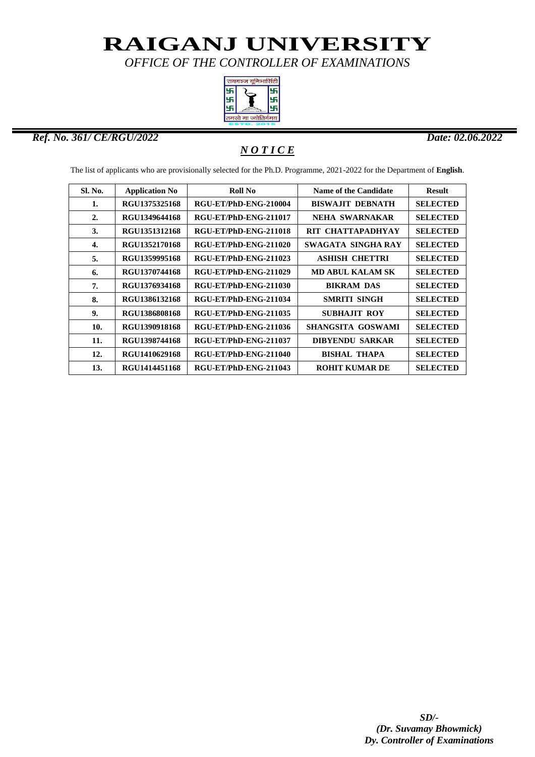# RAIGANJ UNIVERSITY

*OFFICE OF THE CONTROLLER OF EXAMINATIONS*

***Ref. No. 361/ CE/RGU/2022*** ***Date: 02.06.2022***

## ***N O T I C E***

The list of applicants who are provisionally selected for the Ph.D. Programme, 2021-2022 for the Department of **English**.

| Sl. No. | Application No | Roll No | Name of the Candidate | Result |
|---|---|---|---|---|
| 1. | RGU1375325168 | RGU-ET/PhD-ENG-210004 | BISWAJIT DEBNATH | SELECTED |
| 2. | RGU1349644168 | RGU-ET/PhD-ENG-211017 | NEHA SWARNAKAR | SELECTED |
| 3. | RGU1351312168 | RGU-ET/PhD-ENG-211018 | RIT CHATTAPADHYAY | SELECTED |
| 4. | RGU1352170168 | RGU-ET/PhD-ENG-211020 | SWAGATA SINGHA RAY | SELECTED |
| 5. | RGU1359995168 | RGU-ET/PhD-ENG-211023 | ASHISH CHETTRI | SELECTED |
| 6. | RGU1370744168 | RGU-ET/PhD-ENG-211029 | MD ABUL KALAM SK | SELECTED |
| 7. | RGU1376934168 | RGU-ET/PhD-ENG-211030 | BIKRAM DAS | SELECTED |
| 8. | RGU1386132168 | RGU-ET/PhD-ENG-211034 | SMRITI SINGH | SELECTED |
| 9. | RGU1386808168 | RGU-ET/PhD-ENG-211035 | SUBHAJIT ROY | SELECTED |
| 10. | RGU1390918168 | RGU-ET/PhD-ENG-211036 | SHANGSITA GOSWAMI | SELECTED |
| 11. | RGU1398744168 | RGU-ET/PhD-ENG-211037 | DIBYENDU SARKAR | SELECTED |
| 12. | RGU1410629168 | RGU-ET/PhD-ENG-211040 | BISHAL THAPA | SELECTED |
| 13. | RGU1414451168 | RGU-ET/PhD-ENG-211043 | ROHIT KUMAR DE | SELECTED |

***SD/-***
***(Dr. Suvamay Bhowmick)***
***Dy. Controller of Examinations***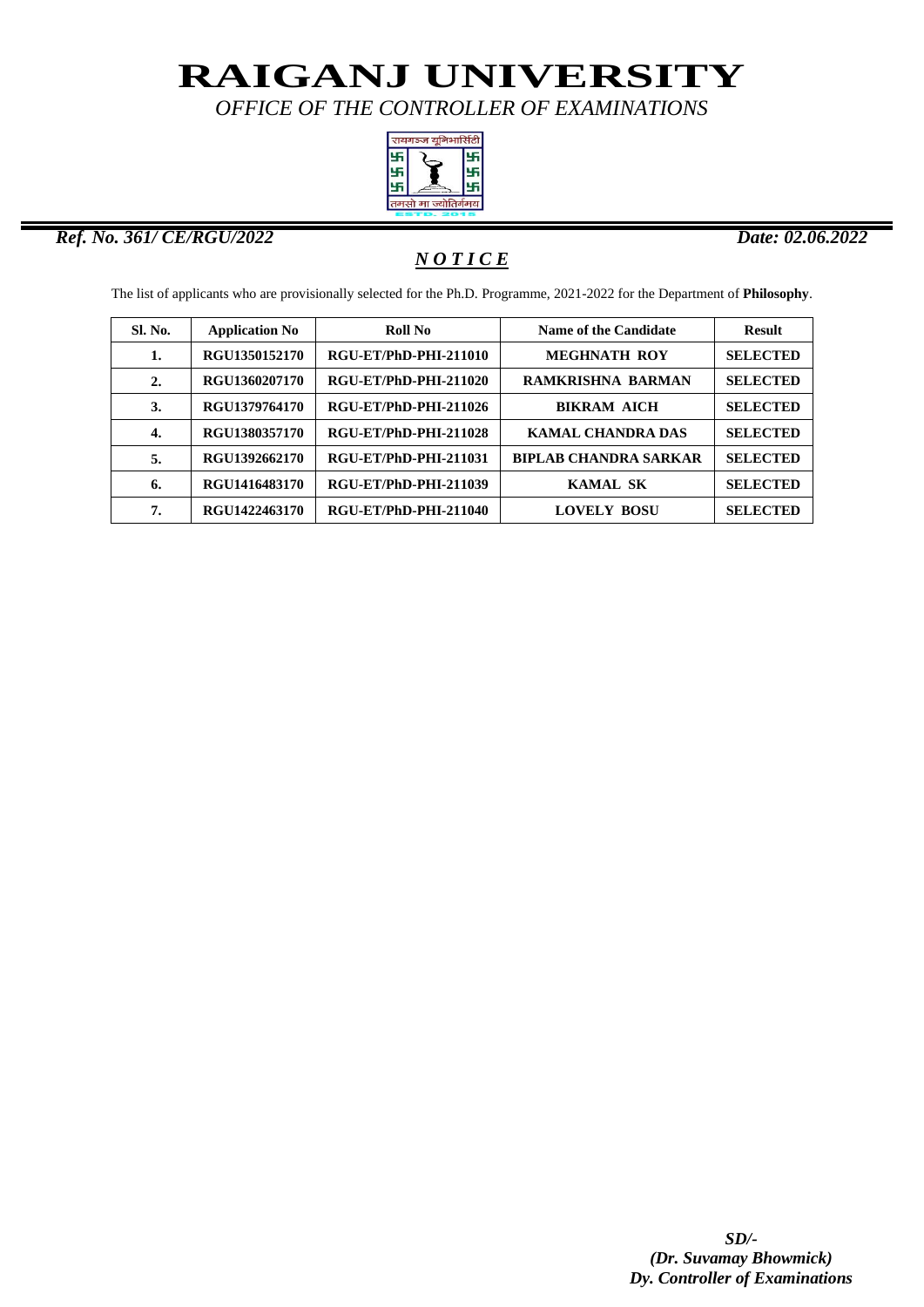# RAIGANJ UNIVERSITY

*OFFICE OF THE CONTROLLER OF EXAMINATIONS*

***Ref. No. 361/ CE/RGU/2022*** ***Date: 02.06.2022***

## *N O T I C E*

The list of applicants who are provisionally selected for the Ph.D. Programme, 2021-2022 for the Department of **Philosophy**.

| Sl. No. | Application No | Roll No | Name of the Candidate | Result |
|---|---|---|---|---|
| 1. | RGU1350152170 | RGU-ET/PhD-PHI-211010 | MEGHNATH ROY | SELECTED |
| 2. | RGU1360207170 | RGU-ET/PhD-PHI-211020 | RAMKRISHNA BARMAN | SELECTED |
| 3. | RGU1379764170 | RGU-ET/PhD-PHI-211026 | BIKRAM AICH | SELECTED |
| 4. | RGU1380357170 | RGU-ET/PhD-PHI-211028 | KAMAL CHANDRA DAS | SELECTED |
| 5. | RGU1392662170 | RGU-ET/PhD-PHI-211031 | BIPLAB CHANDRA SARKAR | SELECTED |
| 6. | RGU1416483170 | RGU-ET/PhD-PHI-211039 | KAMAL SK | SELECTED |
| 7. | RGU1422463170 | RGU-ET/PhD-PHI-211040 | LOVELY BOSU | SELECTED |

***SD/-***
***(Dr. Suvamay Bhowmick)***
***Dy. Controller of Examinations***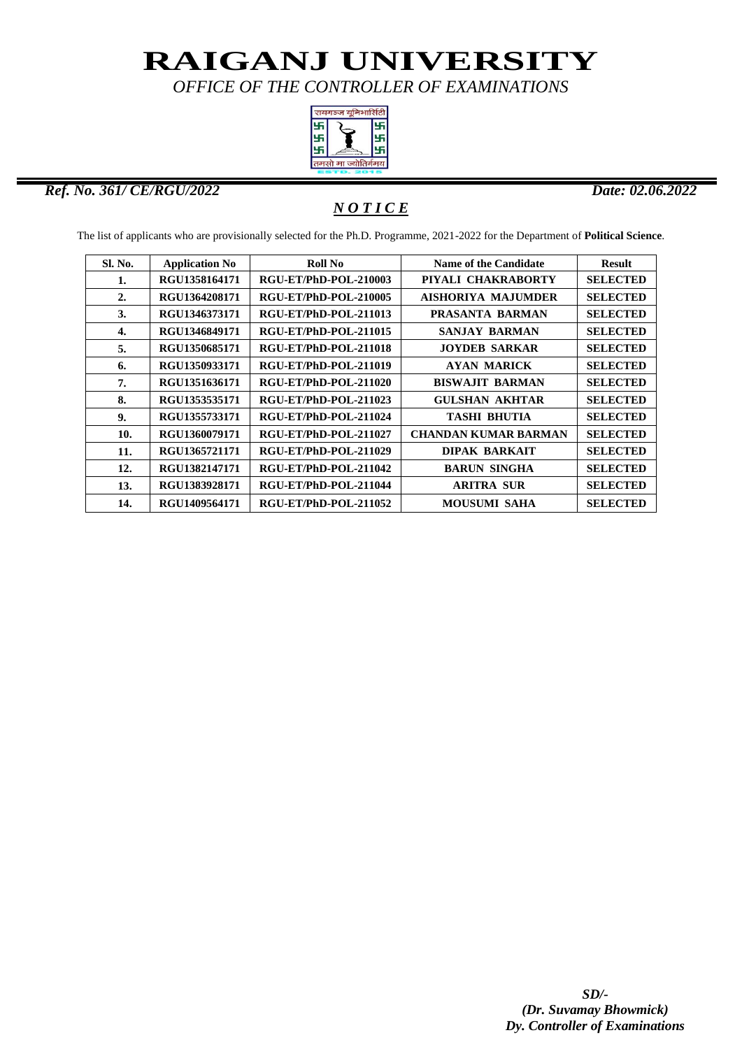# RAIGANJ UNIVERSITY

*OFFICE OF THE CONTROLLER OF EXAMINATIONS*

***Ref. No. 361/ CE/RGU/2022*** ***Date: 02.06.2022***

## ***N O T I C E***

The list of applicants who are provisionally selected for the Ph.D. Programme, 2021-2022 for the Department of **Political Science**.

| Sl. No. | Application No | Roll No | Name of the Candidate | Result |
|---|---|---|---|---|
| 1. | RGU1358164171 | RGU-ET/PhD-POL-210003 | PIYALI CHAKRABORTY | SELECTED |
| 2. | RGU1364208171 | RGU-ET/PhD-POL-210005 | AISHORIYA MAJUMDER | SELECTED |
| 3. | RGU1346373171 | RGU-ET/PhD-POL-211013 | PRASANTA BARMAN | SELECTED |
| 4. | RGU1346849171 | RGU-ET/PhD-POL-211015 | SANJAY BARMAN | SELECTED |
| 5. | RGU1350685171 | RGU-ET/PhD-POL-211018 | JOYDEB SARKAR | SELECTED |
| 6. | RGU1350933171 | RGU-ET/PhD-POL-211019 | AYAN MARICK | SELECTED |
| 7. | RGU1351636171 | RGU-ET/PhD-POL-211020 | BISWAJIT BARMAN | SELECTED |
| 8. | RGU1353535171 | RGU-ET/PhD-POL-211023 | GULSHAN AKHTAR | SELECTED |
| 9. | RGU1355733171 | RGU-ET/PhD-POL-211024 | TASHI BHUTIA | SELECTED |
| 10. | RGU1360079171 | RGU-ET/PhD-POL-211027 | CHANDAN KUMAR BARMAN | SELECTED |
| 11. | RGU1365721171 | RGU-ET/PhD-POL-211029 | DIPAK BARKAIT | SELECTED |
| 12. | RGU1382147171 | RGU-ET/PhD-POL-211042 | BARUN SINGHA | SELECTED |
| 13. | RGU1383928171 | RGU-ET/PhD-POL-211044 | ARITRA SUR | SELECTED |
| 14. | RGU1409564171 | RGU-ET/PhD-POL-211052 | MOUSUMI SAHA | SELECTED |

***SD/-***
***(Dr. Suvamay Bhowmick)***
***Dy. Controller of Examinations***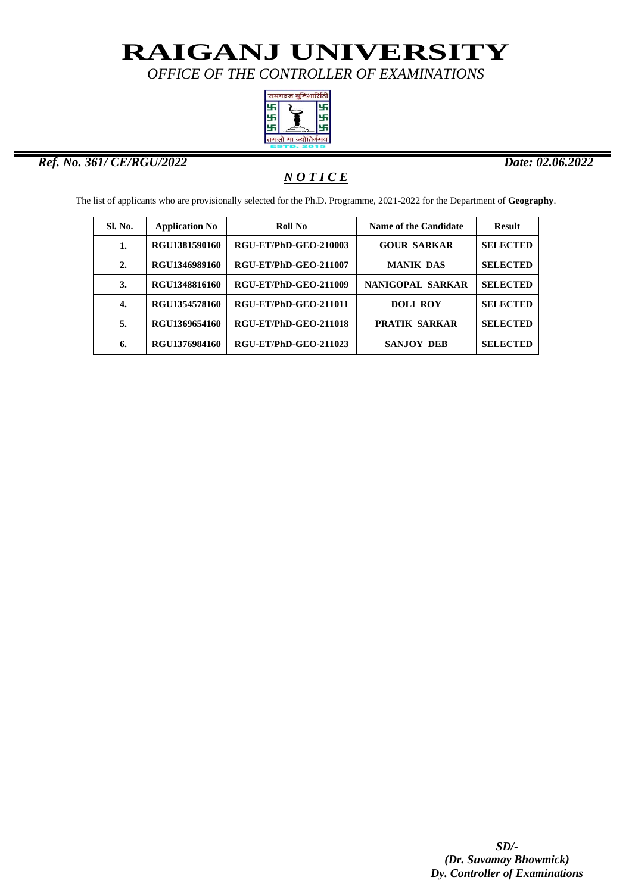# RAIGANJ UNIVERSITY

*OFFICE OF THE CONTROLLER OF EXAMINATIONS*

***Ref. No. 361/ CE/RGU/2022*** ***Date: 02.06.2022***

## ***N O T I C E***

The list of applicants who are provisionally selected for the Ph.D. Programme, 2021-2022 for the Department of **Geography**.

| Sl. No. | Application No | Roll No | Name of the Candidate | Result |
|---|---|---|---|---|
| 1. | RGU1381590160 | RGU-ET/PhD-GEO-210003 | GOUR SARKAR | SELECTED |
| 2. | RGU1346989160 | RGU-ET/PhD-GEO-211007 | MANIK DAS | SELECTED |
| 3. | RGU1348816160 | RGU-ET/PhD-GEO-211009 | NANIGOPAL SARKAR | SELECTED |
| 4. | RGU1354578160 | RGU-ET/PhD-GEO-211011 | DOLI ROY | SELECTED |
| 5. | RGU1369654160 | RGU-ET/PhD-GEO-211018 | PRATIK SARKAR | SELECTED |
| 6. | RGU1376984160 | RGU-ET/PhD-GEO-211023 | SANJOY DEB | SELECTED |

***SD/-***
***(Dr. Suvamay Bhowmick)***
***Dy. Controller of Examinations***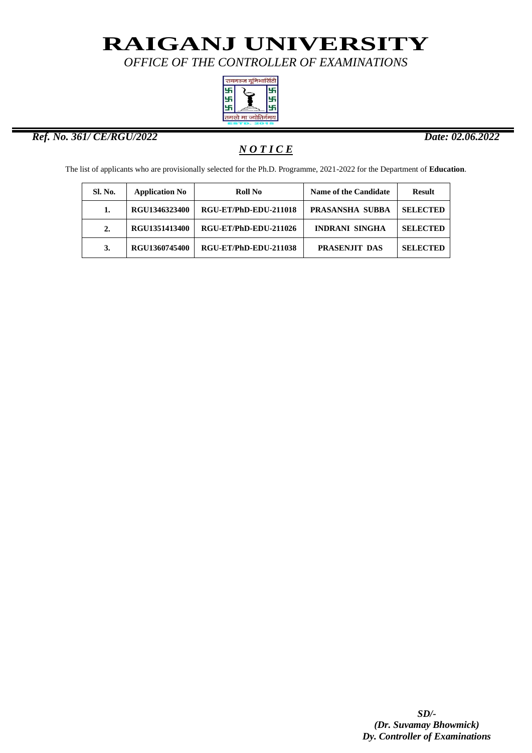# RAIGANJ UNIVERSITY

*OFFICE OF THE CONTROLLER OF EXAMINATIONS*

***Ref. No. 361/ CE/RGU/2022*** ***Date: 02.06.2022***

## *N O T I C E*

The list of applicants who are provisionally selected for the Ph.D. Programme, 2021-2022 for the Department of **Education**.

| Sl. No. | Application No | Roll No | Name of the Candidate | Result |
|---|---|---|---|---|
| 1. | RGU1346323400 | RGU-ET/PhD-EDU-211018 | PRASANSHA SUBBA | SELECTED |
| 2. | RGU1351413400 | RGU-ET/PhD-EDU-211026 | INDRANI SINGHA | SELECTED |
| 3. | RGU1360745400 | RGU-ET/PhD-EDU-211038 | PRASENJIT DAS | SELECTED |

*SD/-*
*(Dr. Suvamay Bhowmick)*
*Dy. Controller of Examinations*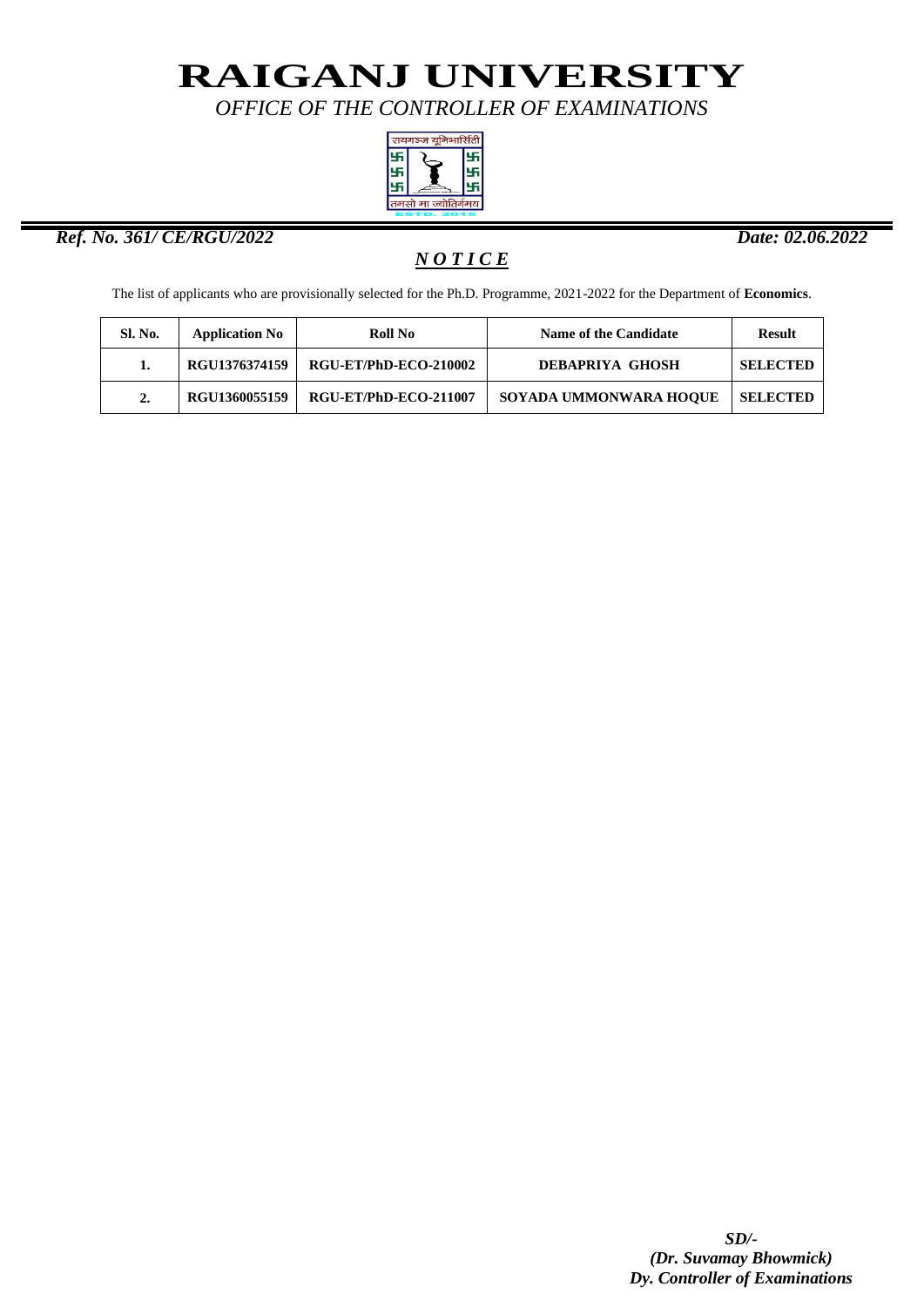# RAIGANJ UNIVERSITY

*OFFICE OF THE CONTROLLER OF EXAMINATIONS*

***Ref. No. 361/ CE/RGU/2022*** ***Date: 02.06.2022***

## ***NOTICE***

The list of applicants who are provisionally selected for the Ph.D. Programme, 2021-2022 for the Department of **Economics**.

| Sl. No. | Application No | Roll No | Name of the Candidate | Result |
|---|---|---|---|---|
| 1. | RGU1376374159 | RGU-ET/PhD-ECO-210002 | DEBAPRIYA GHOSH | SELECTED |
| 2. | RGU1360055159 | RGU-ET/PhD-ECO-211007 | SOYADA UMMONWARA HOQUE | SELECTED |

***SD/-***
***(Dr. Suvamay Bhowmick)***
***Dy. Controller of Examinations***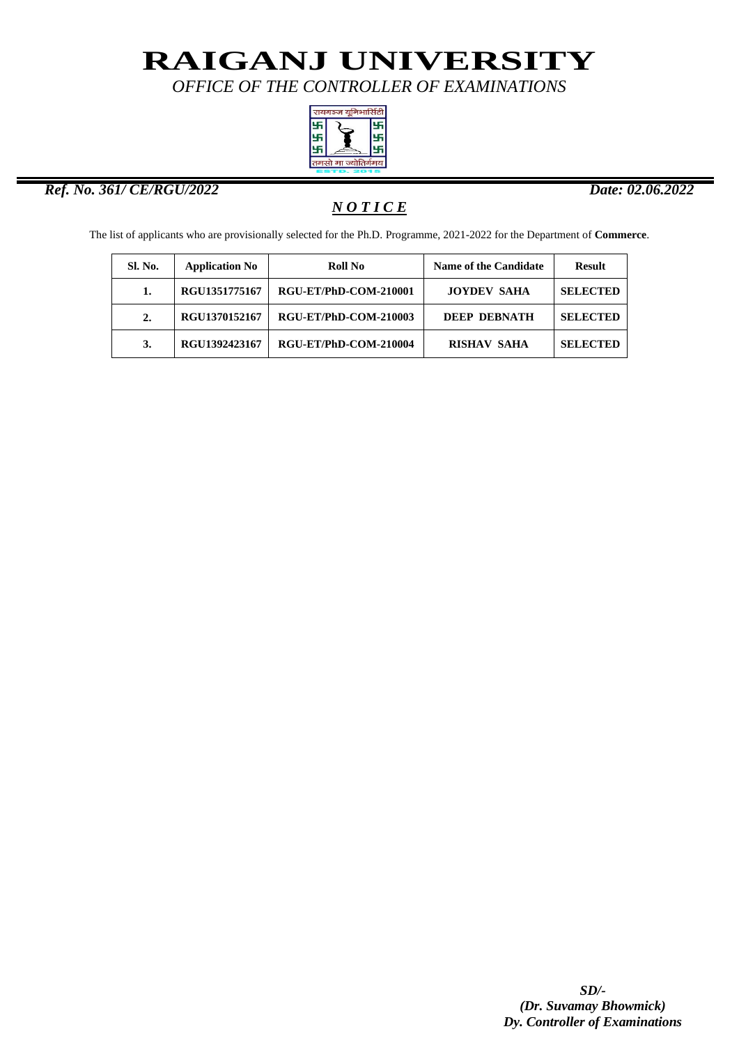# RAIGANJ UNIVERSITY

*OFFICE OF THE CONTROLLER OF EXAMINATIONS*

***Ref. No. 361/ CE/RGU/2022*** ***Date: 02.06.2022***

## ***N O T I C E***

The list of applicants who are provisionally selected for the Ph.D. Programme, 2021-2022 for the Department of **Commerce**.

| Sl. No. | Application No | Roll No | Name of the Candidate | Result |
|---|---|---|---|---|
| 1. | RGU1351775167 | RGU-ET/PhD-COM-210001 | JOYDEV SAHA | SELECTED |
| 2. | RGU1370152167 | RGU-ET/PhD-COM-210003 | DEEP DEBNATH | SELECTED |
| 3. | RGU1392423167 | RGU-ET/PhD-COM-210004 | RISHAV SAHA | SELECTED |

*SD/-*
***(Dr. Suvamay Bhowmick)***
***Dy. Controller of Examinations***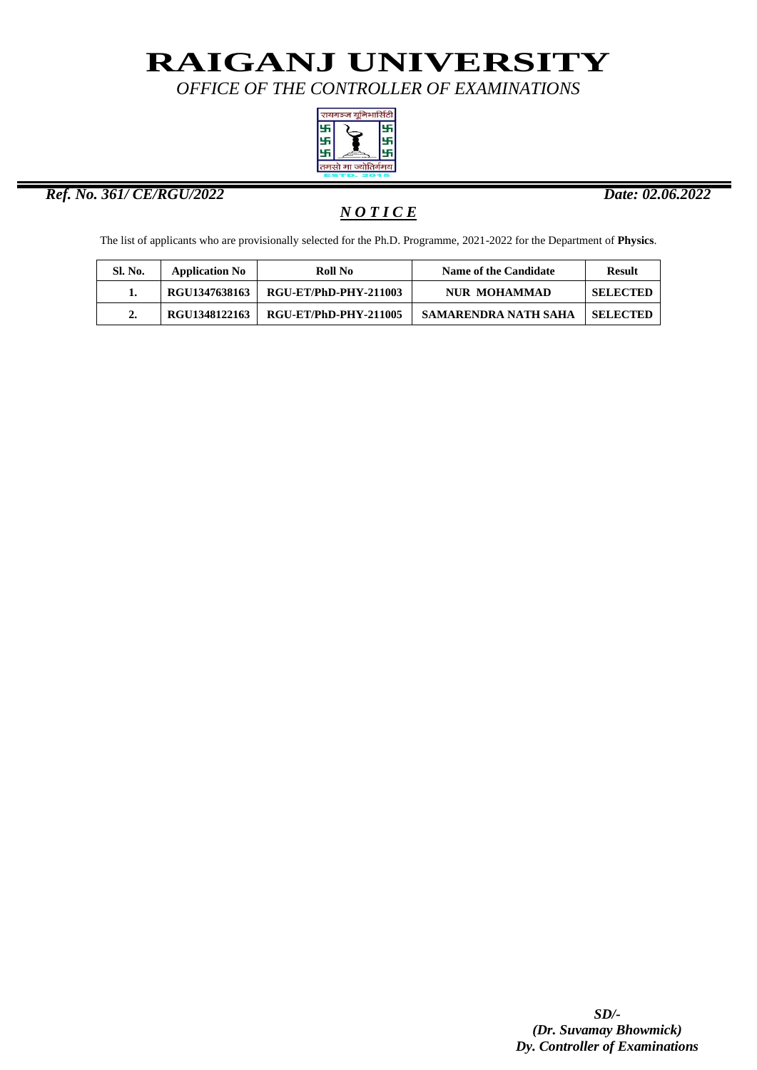# RAIGANJ UNIVERSITY

*OFFICE OF THE CONTROLLER OF EXAMINATIONS*

***Ref. No. 361/ CE/RGU/2022*** ***Date: 02.06.2022***

## ***N O T I C E***

The list of applicants who are provisionally selected for the Ph.D. Programme, 2021-2022 for the Department of **Physics**.

| Sl. No. | Application No | Roll No | Name of the Candidate | Result |
|---|---|---|---|---|
| 1. | RGU1347638163 | RGU-ET/PhD-PHY-211003 | NUR MOHAMMAD | SELECTED |
| 2. | RGU1348122163 | RGU-ET/PhD-PHY-211005 | SAMARENDRA NATH SAHA | SELECTED |

***SD/-***
***(Dr. Suvamay Bhowmick)***
***Dy. Controller of Examinations***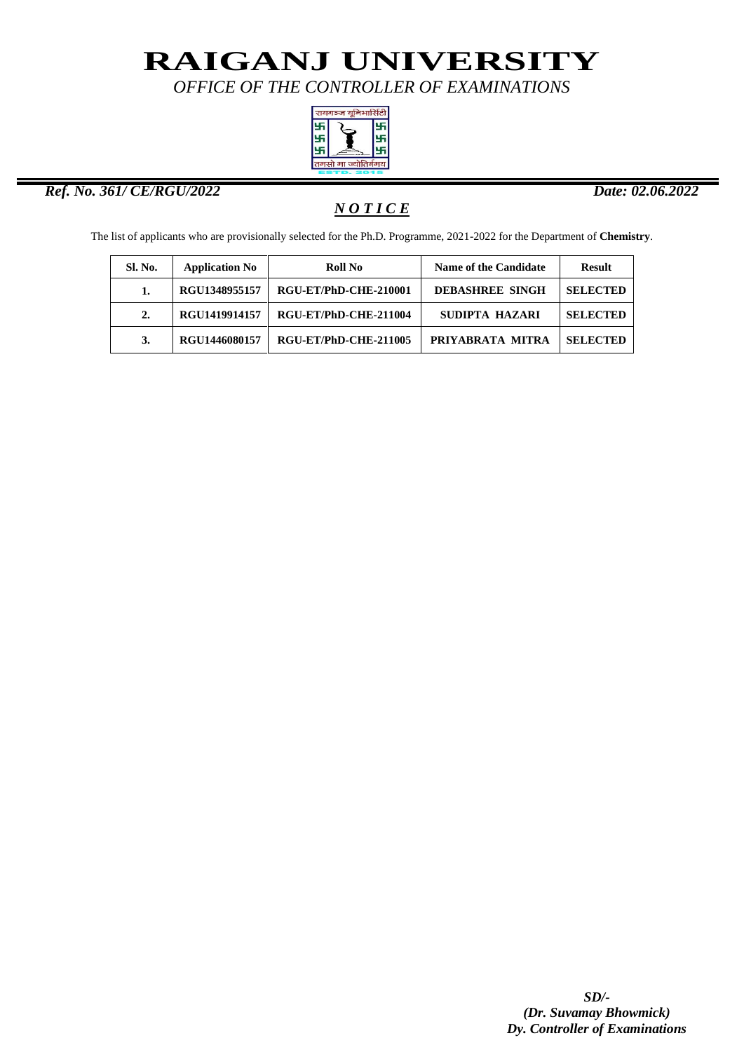# RAIGANJ UNIVERSITY

*OFFICE OF THE CONTROLLER OF EXAMINATIONS*

***Ref. No. 361/ CE/RGU/2022*** ***Date: 02.06.2022***

## ***N O T I C E***

The list of applicants who are provisionally selected for the Ph.D. Programme, 2021-2022 for the Department of **Chemistry**.

| Sl. No. | Application No | Roll No | Name of the Candidate | Result |
|---|---|---|---|---|
| 1. | RGU1348955157 | RGU-ET/PhD-CHE-210001 | DEBASHREE SINGH | SELECTED |
| 2. | RGU1419914157 | RGU-ET/PhD-CHE-211004 | SUDIPTA HAZARI | SELECTED |
| 3. | RGU1446080157 | RGU-ET/PhD-CHE-211005 | PRIYABRATA MITRA | SELECTED |

***SD/-***
***(Dr. Suvamay Bhowmick)***
***Dy. Controller of Examinations***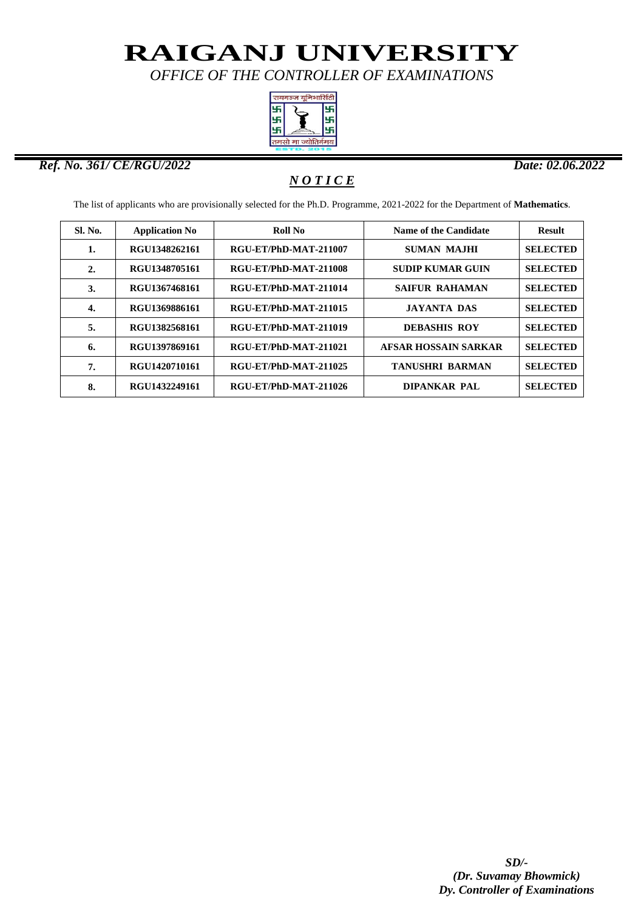# RAIGANJ UNIVERSITY

*OFFICE OF THE CONTROLLER OF EXAMINATIONS*

***Ref. No. 361/ CE/RGU/2022*** ***Date: 02.06.2022***

## ***N O T I C E***

The list of applicants who are provisionally selected for the Ph.D. Programme, 2021-2022 for the Department of **Mathematics**.

| Sl. No. | Application No | Roll No | Name of the Candidate | Result |
|---|---|---|---|---|
| **1.** | **RGU1348262161** | **RGU-ET/PhD-MAT-211007** | **SUMAN MAJHI** | **SELECTED** |
| **2.** | **RGU1348705161** | **RGU-ET/PhD-MAT-211008** | **SUDIP KUMAR GUIN** | **SELECTED** |
| **3.** | **RGU1367468161** | **RGU-ET/PhD-MAT-211014** | **SAIFUR RAHAMAN** | **SELECTED** |
| **4.** | **RGU1369886161** | **RGU-ET/PhD-MAT-211015** | **JAYANTA DAS** | **SELECTED** |
| **5.** | **RGU1382568161** | **RGU-ET/PhD-MAT-211019** | **DEBASHIS ROY** | **SELECTED** |
| **6.** | **RGU1397869161** | **RGU-ET/PhD-MAT-211021** | **AFSAR HOSSAIN SARKAR** | **SELECTED** |
| **7.** | **RGU1420710161** | **RGU-ET/PhD-MAT-211025** | **TANUSHRI BARMAN** | **SELECTED** |
| **8.** | **RGU1432249161** | **RGU-ET/PhD-MAT-211026** | **DIPANKAR PAL** | **SELECTED** |

***SD/-***
***(Dr. Suvamay Bhowmick)***
***Dy. Controller of Examinations***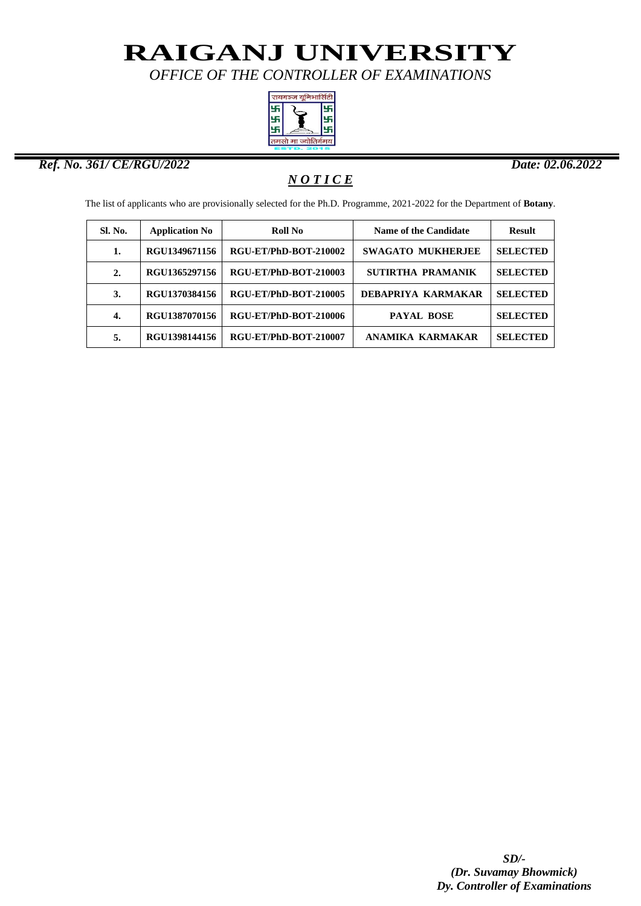# RAIGANJ UNIVERSITY

*OFFICE OF THE CONTROLLER OF EXAMINATIONS*

***Ref. No. 361/ CE/RGU/2022*** ***Date: 02.06.2022***

## ***N O T I C E***

The list of applicants who are provisionally selected for the Ph.D. Programme, 2021-2022 for the Department of **Botany**.

| Sl. No. | Application No | Roll No | Name of the Candidate | Result |
|---|---|---|---|---|
| 1. | RGU1349671156 | RGU-ET/PhD-BOT-210002 | SWAGATO MUKHERJEE | SELECTED |
| 2. | RGU1365297156 | RGU-ET/PhD-BOT-210003 | SUTIRTHA PRAMANIK | SELECTED |
| 3. | RGU1370384156 | RGU-ET/PhD-BOT-210005 | DEBAPRIYA KARMAKAR | SELECTED |
| 4. | RGU1387070156 | RGU-ET/PhD-BOT-210006 | PAYAL BOSE | SELECTED |
| 5. | RGU1398144156 | RGU-ET/PhD-BOT-210007 | ANAMIKA KARMAKAR | SELECTED |

*SD/-*
*(Dr. Suvamay Bhowmick)*
*Dy. Controller of Examinations*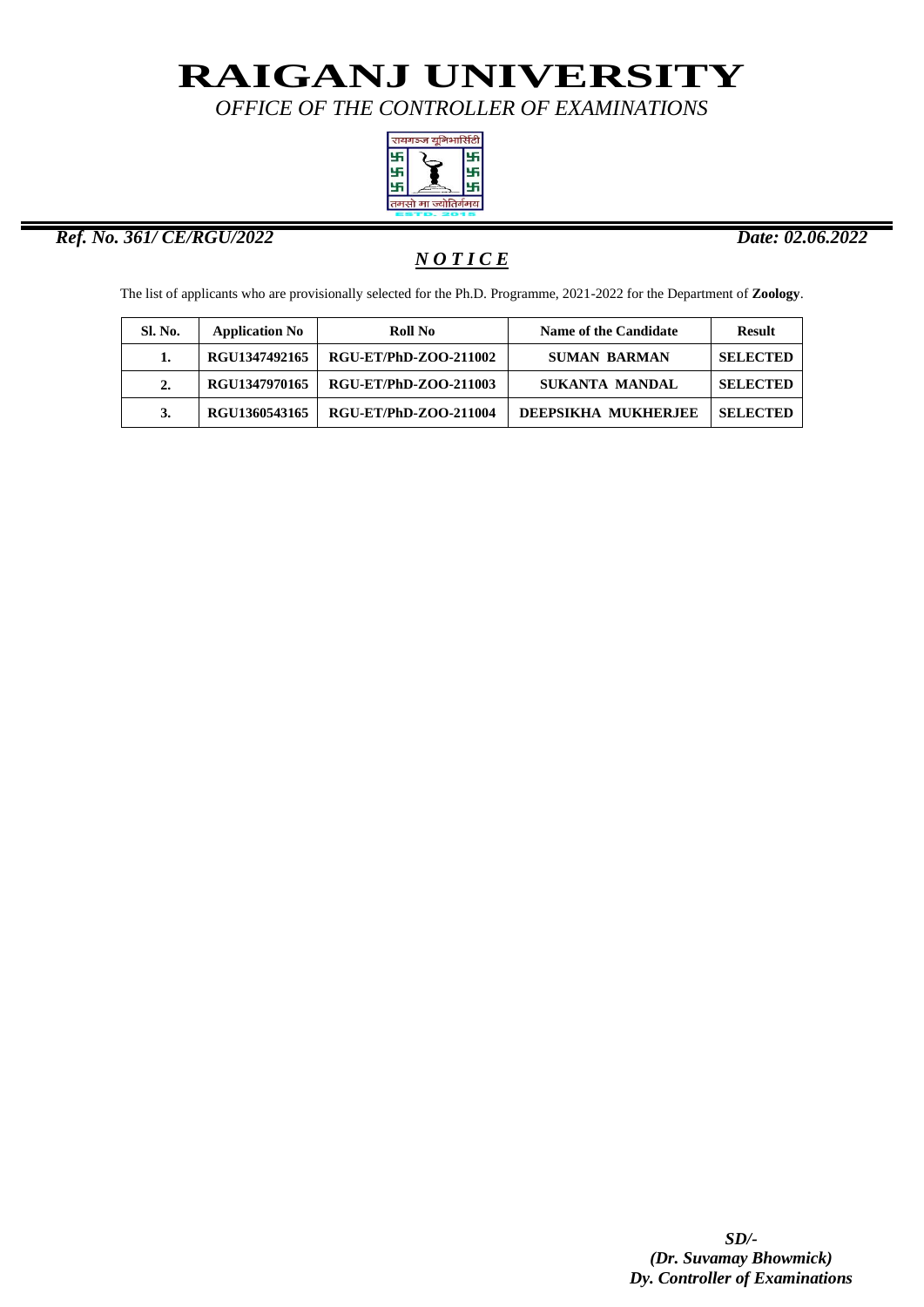# RAIGANJ UNIVERSITY

*OFFICE OF THE CONTROLLER OF EXAMINATIONS*

***Ref. No. 361/ CE/RGU/2022*** ***Date: 02.06.2022***

## *N O T I C E*

The list of applicants who are provisionally selected for the Ph.D. Programme, 2021-2022 for the Department of **Zoology**.

| Sl. No. | Application No | Roll No | Name of the Candidate | Result |
|---|---|---|---|---|
| 1. | RGU1347492165 | RGU-ET/PhD-ZOO-211002 | SUMAN BARMAN | SELECTED |
| 2. | RGU1347970165 | RGU-ET/PhD-ZOO-211003 | SUKANTA MANDAL | SELECTED |
| 3. | RGU1360543165 | RGU-ET/PhD-ZOO-211004 | DEEPSIKHA MUKHERJEE | SELECTED |

*SD/-*
*(Dr. Suvamay Bhowmick)*
*Dy. Controller of Examinations*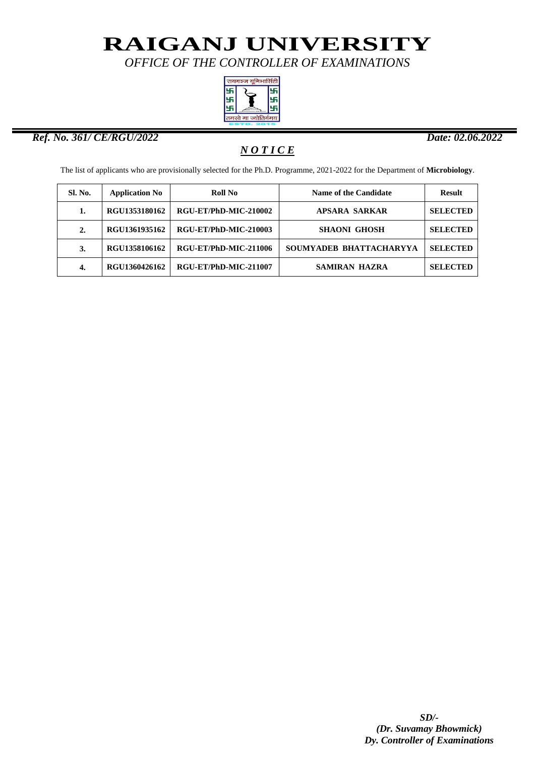# RAIGANJ UNIVERSITY

*OFFICE OF THE CONTROLLER OF EXAMINATIONS*

***Ref. No. 361/ CE/RGU/2022*** ***Date: 02.06.2022***

## ***N O T I C E***

The list of applicants who are provisionally selected for the Ph.D. Programme, 2021-2022 for the Department of **Microbiology**.

| Sl. No. | Application No | Roll No | Name of the Candidate | Result |
|---|---|---|---|---|
| **1.** | **RGU1353180162** | **RGU-ET/PhD-MIC-210002** | **APSARA SARKAR** | **SELECTED** |
| **2.** | **RGU1361935162** | **RGU-ET/PhD-MIC-210003** | **SHAONI GHOSH** | **SELECTED** |
| **3.** | **RGU1358106162** | **RGU-ET/PhD-MIC-211006** | **SOUMYADEB BHATTACHARYYA** | **SELECTED** |
| **4.** | **RGU1360426162** | **RGU-ET/PhD-MIC-211007** | **SAMIRAN HAZRA** | **SELECTED** |

***SD/-***
***(Dr. Suvamay Bhowmick)***
***Dy. Controller of Examinations***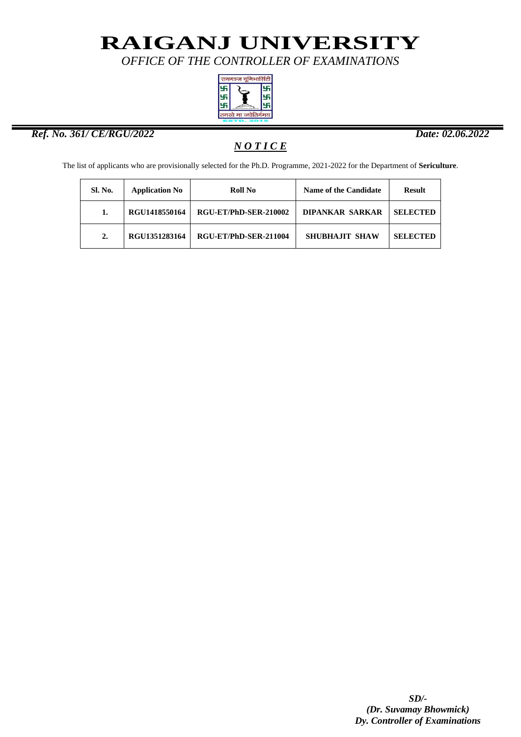# RAIGANJ UNIVERSITY

*OFFICE OF THE CONTROLLER OF EXAMINATIONS*

***Ref. No. 361/ CE/RGU/2022*** ***Date: 02.06.2022***

## ***N O T I C E***

The list of applicants who are provisionally selected for the Ph.D. Programme, 2021-2022 for the Department of **Sericulture**.

| Sl. No. | Application No | Roll No | Name of the Candidate | Result |
|---|---|---|---|---|
| **1.** | **RGU1418550164** | **RGU-ET/PhD-SER-210002** | **DIPANKAR SARKAR** | **SELECTED** |
| **2.** | **RGU1351283164** | **RGU-ET/PhD-SER-211004** | **SHUBHAJIT SHAW** | **SELECTED** |

***SD/-***
***(Dr. Suvamay Bhowmick)***
***Dy. Controller of Examinations***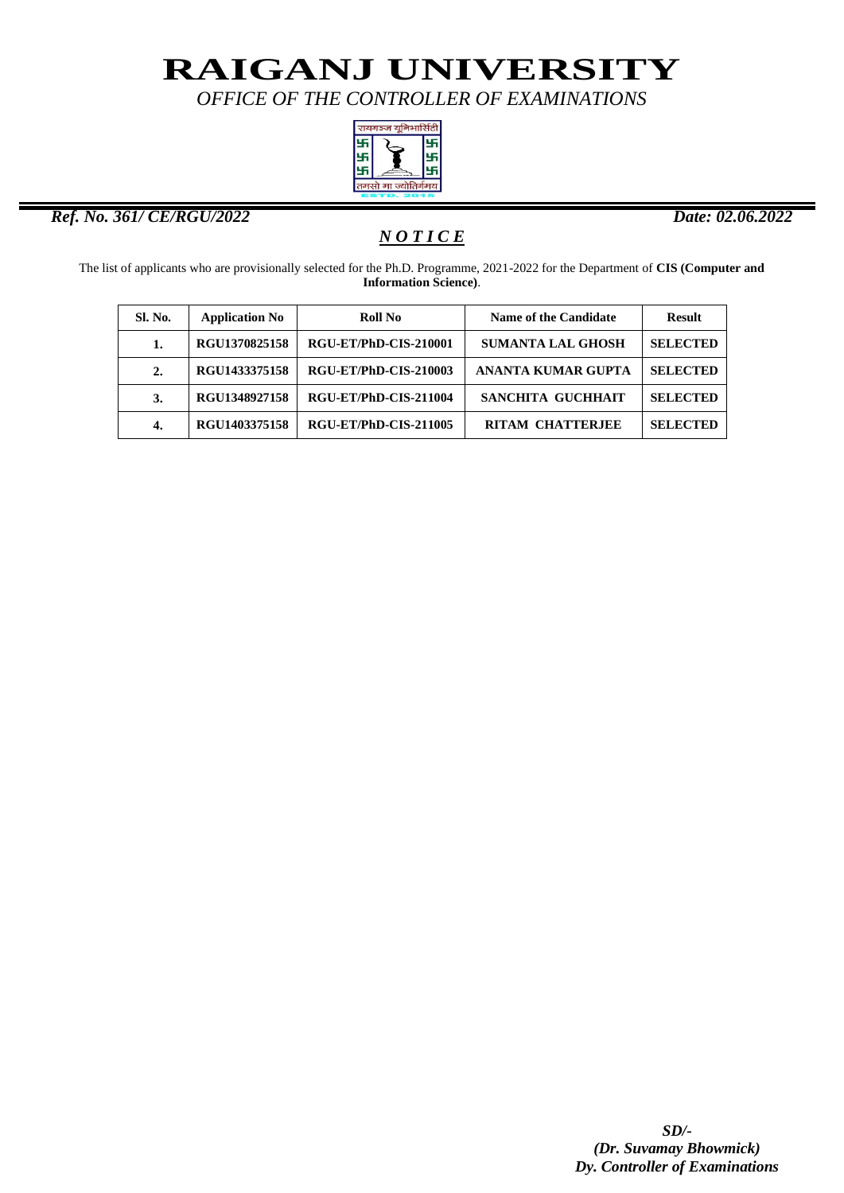# RAIGANJ UNIVERSITY

*OFFICE OF THE CONTROLLER OF EXAMINATIONS*

***Ref. No. 361/ CE/RGU/2022*** ***Date: 02.06.2022***

## ***N O T I C E***

The list of applicants who are provisionally selected for the Ph.D. Programme, 2021-2022 for the Department of **CIS (Computer and Information Science)**.

| Sl. No. | Application No | Roll No | Name of the Candidate | Result |
|---|---|---|---|---|
| 1. | RGU1370825158 | RGU-ET/PhD-CIS-210001 | SUMANTA LAL GHOSH | SELECTED |
| 2. | RGU1433375158 | RGU-ET/PhD-CIS-210003 | ANANTA KUMAR GUPTA | SELECTED |
| 3. | RGU1348927158 | RGU-ET/PhD-CIS-211004 | SANCHITA GUCHHAIT | SELECTED |
| 4. | RGU1403375158 | RGU-ET/PhD-CIS-211005 | RITAM CHATTERJEE | SELECTED |

***SD/-***
***(Dr. Suvamay Bhowmick)***
***Dy. Controller of Examinations***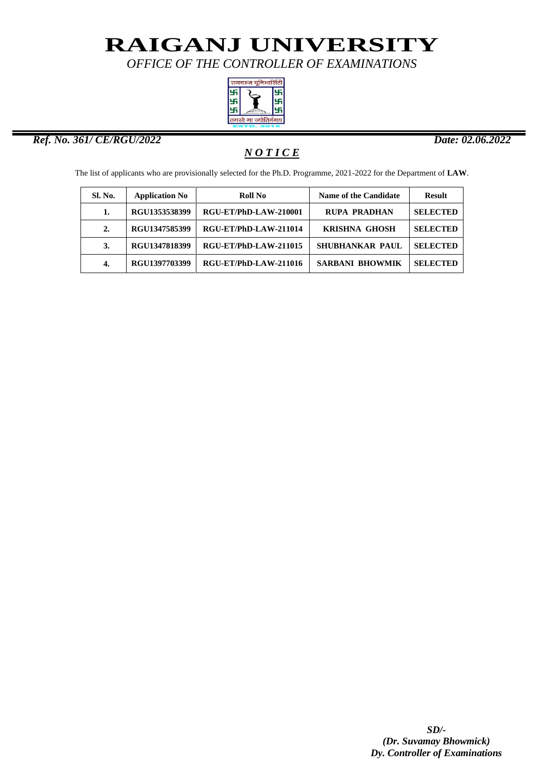# RAIGANJ UNIVERSITY

*OFFICE OF THE CONTROLLER OF EXAMINATIONS*

***Ref. No. 361/ CE/RGU/2022*** ***Date: 02.06.2022***

## ***NOTICE***

The list of applicants who are provisionally selected for the Ph.D. Programme, 2021-2022 for the Department of **LAW**.

| Sl. No. | Application No | Roll No | Name of the Candidate | Result |
|---|---|---|---|---|
| **1.** | **RGU1353538399** | **RGU-ET/PhD-LAW-210001** | **RUPA PRADHAN** | **SELECTED** |
| **2.** | **RGU1347585399** | **RGU-ET/PhD-LAW-211014** | **KRISHNA GHOSH** | **SELECTED** |
| **3.** | **RGU1347818399** | **RGU-ET/PhD-LAW-211015** | **SHUBHANKAR PAUL** | **SELECTED** |
| **4.** | **RGU1397703399** | **RGU-ET/PhD-LAW-211016** | **SARBANI BHOWMIK** | **SELECTED** |

***SD/-***
***(Dr. Suvamay Bhowmick)***
***Dy. Controller of Examinations***